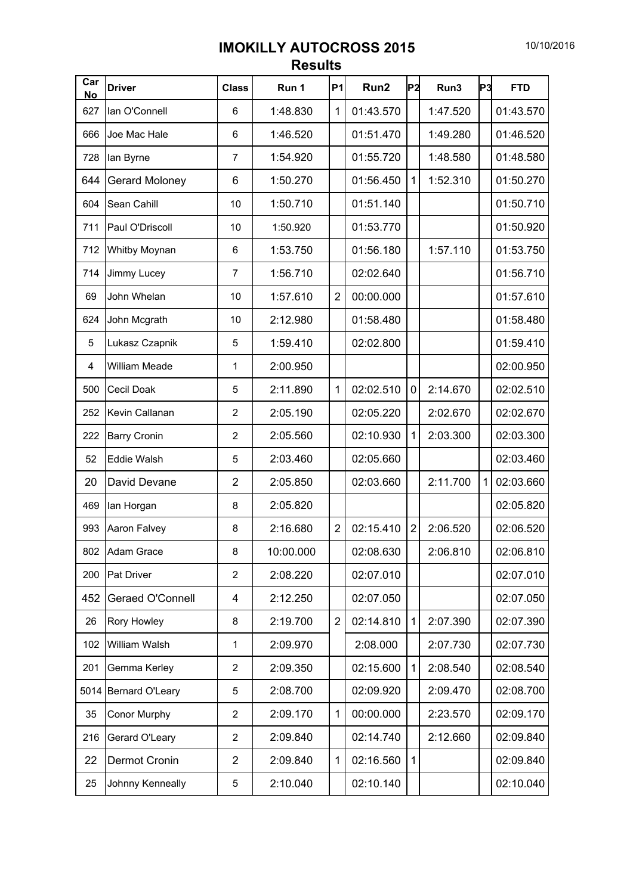# IMOKILLY AUTOCROSS 2015

## Results

| Car No | Driver | Class | Run 1 | P1 | Run2 | P2 | Run3 | P3 | FTD |
|---|---|---|---|---|---|---|---|---|---|
| 627 | Ian O'Connell | 6 | 1:48.830 | 1 | 01:43.570 | | 1:47.520 | | 01:43.570 |
| 666 | Joe Mac Hale | 6 | 1:46.520 | | 01:51.470 | | 1:49.280 | | 01:46.520 |
| 728 | Ian Byrne | 7 | 1:54.920 | | 01:55.720 | | 1:48.580 | | 01:48.580 |
| 644 | Gerard Moloney | 6 | 1:50.270 | | 01:56.450 | 1 | 1:52.310 | | 01:50.270 |
| 604 | Sean Cahill | 10 | 1:50.710 | | 01:51.140 | | | | 01:50.710 |
| 711 | Paul O'Driscoll | 10 | 1:50.920 | | 01:53.770 | | | | 01:50.920 |
| 712 | Whitby Moynan | 6 | 1:53.750 | | 01:56.180 | | 1:57.110 | | 01:53.750 |
| 714 | Jimmy Lucey | 7 | 1:56.710 | | 02:02.640 | | | | 01:56.710 |
| 69 | John Whelan | 10 | 1:57.610 | 2 | 00:00.000 | | | | 01:57.610 |
| 624 | John Mcgrath | 10 | 2:12.980 | | 01:58.480 | | | | 01:58.480 |
| 5 | Lukasz Czapnik | 5 | 1:59.410 | | 02:02.800 | | | | 01:59.410 |
| 4 | William Meade | 1 | 2:00.950 | | | | | | 02:00.950 |
| 500 | Cecil Doak | 5 | 2:11.890 | 1 | 02:02.510 | 0 | 2:14.670 | | 02:02.510 |
| 252 | Kevin Callanan | 2 | 2:05.190 | | 02:05.220 | | 2:02.670 | | 02:02.670 |
| 222 | Barry Cronin | 2 | 2:05.560 | | 02:10.930 | 1 | 2:03.300 | | 02:03.300 |
| 52 | Eddie Walsh | 5 | 2:03.460 | | 02:05.660 | | | | 02:03.460 |
| 20 | David Devane | 2 | 2:05.850 | | 02:03.660 | | 2:11.700 | 1 | 02:03.660 |
| 469 | Ian Horgan | 8 | 2:05.820 | | | | | | 02:05.820 |
| 993 | Aaron Falvey | 8 | 2:16.680 | 2 | 02:15.410 | 2 | 2:06.520 | | 02:06.520 |
| 802 | Adam Grace | 8 | 10:00.000 | | 02:08.630 | | 2:06.810 | | 02:06.810 |
| 200 | Pat Driver | 2 | 2:08.220 | | 02:07.010 | | | | 02:07.010 |
| 452 | Geraed O'Connell | 4 | 2:12.250 | | 02:07.050 | | | | 02:07.050 |
| 26 | Rory Howley | 8 | 2:19.700 | 2 | 02:14.810 | 1 | 2:07.390 | | 02:07.390 |
| 102 | William Walsh | 1 | 2:09.970 | | 2:08.000 | | 2:07.730 | | 02:07.730 |
| 201 | Gemma Kerley | 2 | 2:09.350 | | 02:15.600 | 1 | 2:08.540 | | 02:08.540 |
| 5014 | Bernard O'Leary | 5 | 2:08.700 | | 02:09.920 | | 2:09.470 | | 02:08.700 |
| 35 | Conor Murphy | 2 | 2:09.170 | 1 | 00:00.000 | | 2:23.570 | | 02:09.170 |
| 216 | Gerard O'Leary | 2 | 2:09.840 | | 02:14.740 | | 2:12.660 | | 02:09.840 |
| 22 | Dermot Cronin | 2 | 2:09.840 | 1 | 02:16.560 | 1 | | | 02:09.840 |
| 25 | Johnny Kenneally | 5 | 2:10.040 | | 02:10.140 | | | | 02:10.040 |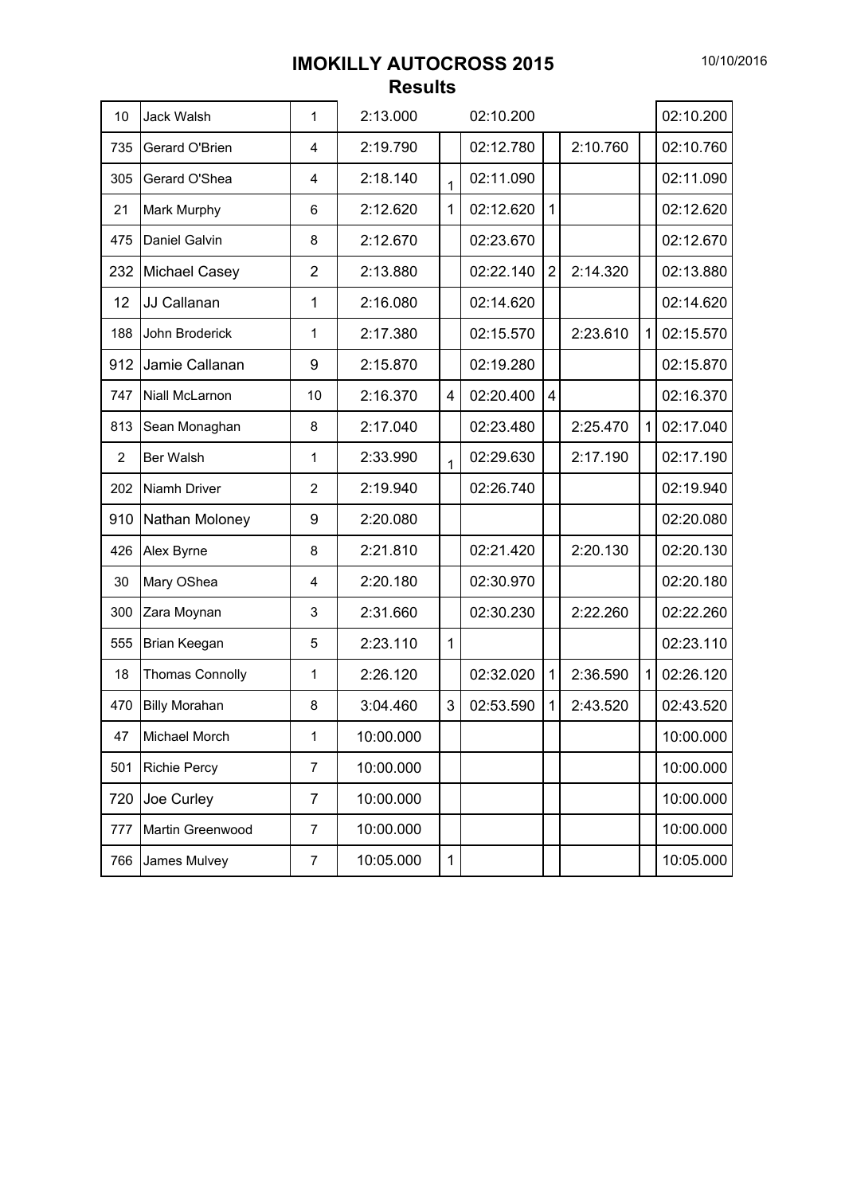# IMOKILLY AUTOCROSS 2015

## Results

| | | | | | | | | | |
|---|---|---|---|---|---|---|---|---|---|
| 10 | Jack Walsh | 1 | 2:13.000 | | 02:10.200 | | | | 02:10.200 |
| 735 | Gerard O'Brien | 4 | 2:19.790 | | 02:12.780 | | 2:10.760 | | 02:10.760 |
| 305 | Gerard O'Shea | 4 | 2:18.140 | 1 | 02:11.090 | | | | 02:11.090 |
| 21 | Mark Murphy | 6 | 2:12.620 | 1 | 02:12.620 | 1 | | | 02:12.620 |
| 475 | Daniel Galvin | 8 | 2:12.670 | | 02:23.670 | | | | 02:12.670 |
| 232 | Michael Casey | 2 | 2:13.880 | | 02:22.140 | 2 | 2:14.320 | | 02:13.880 |
| 12 | JJ Callanan | 1 | 2:16.080 | | 02:14.620 | | | | 02:14.620 |
| 188 | John Broderick | 1 | 2:17.380 | | 02:15.570 | | 2:23.610 | 1 | 02:15.570 |
| 912 | Jamie Callanan | 9 | 2:15.870 | | 02:19.280 | | | | 02:15.870 |
| 747 | Niall McLarnon | 10 | 2:16.370 | 4 | 02:20.400 | 4 | | | 02:16.370 |
| 813 | Sean Monaghan | 8 | 2:17.040 | | 02:23.480 | | 2:25.470 | 1 | 02:17.040 |
| 2 | Ber Walsh | 1 | 2:33.990 | 1 | 02:29.630 | | 2:17.190 | | 02:17.190 |
| 202 | Niamh Driver | 2 | 2:19.940 | | 02:26.740 | | | | 02:19.940 |
| 910 | Nathan Moloney | 9 | 2:20.080 | | | | | | 02:20.080 |
| 426 | Alex Byrne | 8 | 2:21.810 | | 02:21.420 | | 2:20.130 | | 02:20.130 |
| 30 | Mary OShea | 4 | 2:20.180 | | 02:30.970 | | | | 02:20.180 |
| 300 | Zara Moynan | 3 | 2:31.660 | | 02:30.230 | | 2:22.260 | | 02:22.260 |
| 555 | Brian Keegan | 5 | 2:23.110 | 1 | | | | | 02:23.110 |
| 18 | Thomas Connolly | 1 | 2:26.120 | | 02:32.020 | 1 | 2:36.590 | 1 | 02:26.120 |
| 470 | Billy Morahan | 8 | 3:04.460 | 3 | 02:53.590 | 1 | 2:43.520 | | 02:43.520 |
| 47 | Michael Morch | 1 | 10:00.000 | | | | | | 10:00.000 |
| 501 | Richie Percy | 7 | 10:00.000 | | | | | | 10:00.000 |
| 720 | Joe Curley | 7 | 10:00.000 | | | | | | 10:00.000 |
| 777 | Martin Greenwood | 7 | 10:00.000 | | | | | | 10:00.000 |
| 766 | James Mulvey | 7 | 10:05.000 | 1 | | | | | 10:05.000 |